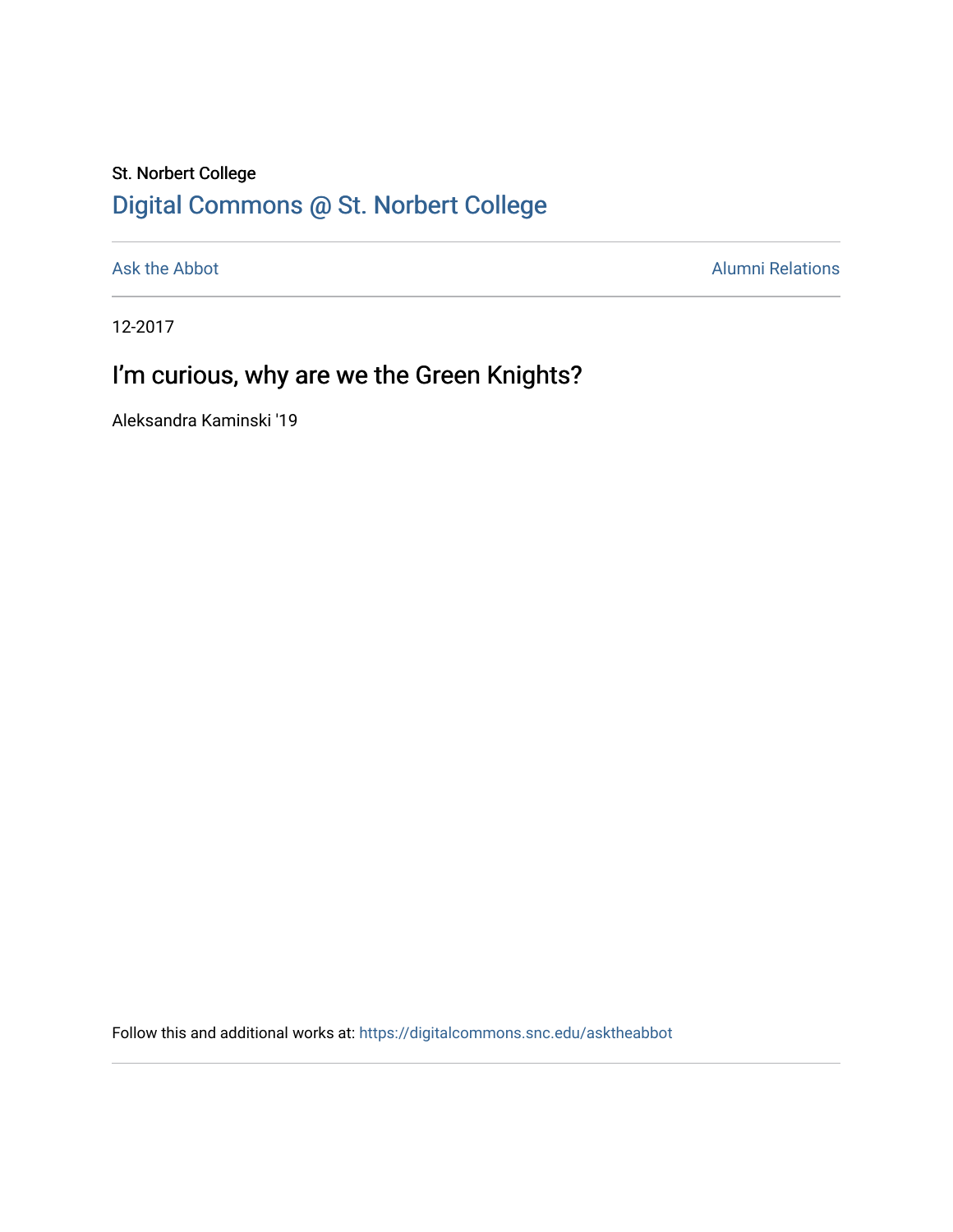St. Norbert College

# Digital Commons @ St. Norbert College

Ask the Abbot

Alumni Relations

12-2017

## I'm curious, why are we the Green Knights?

Aleksandra Kaminski '19

Follow this and additional works at: https://digitalcommons.snc.edu/asktheabbot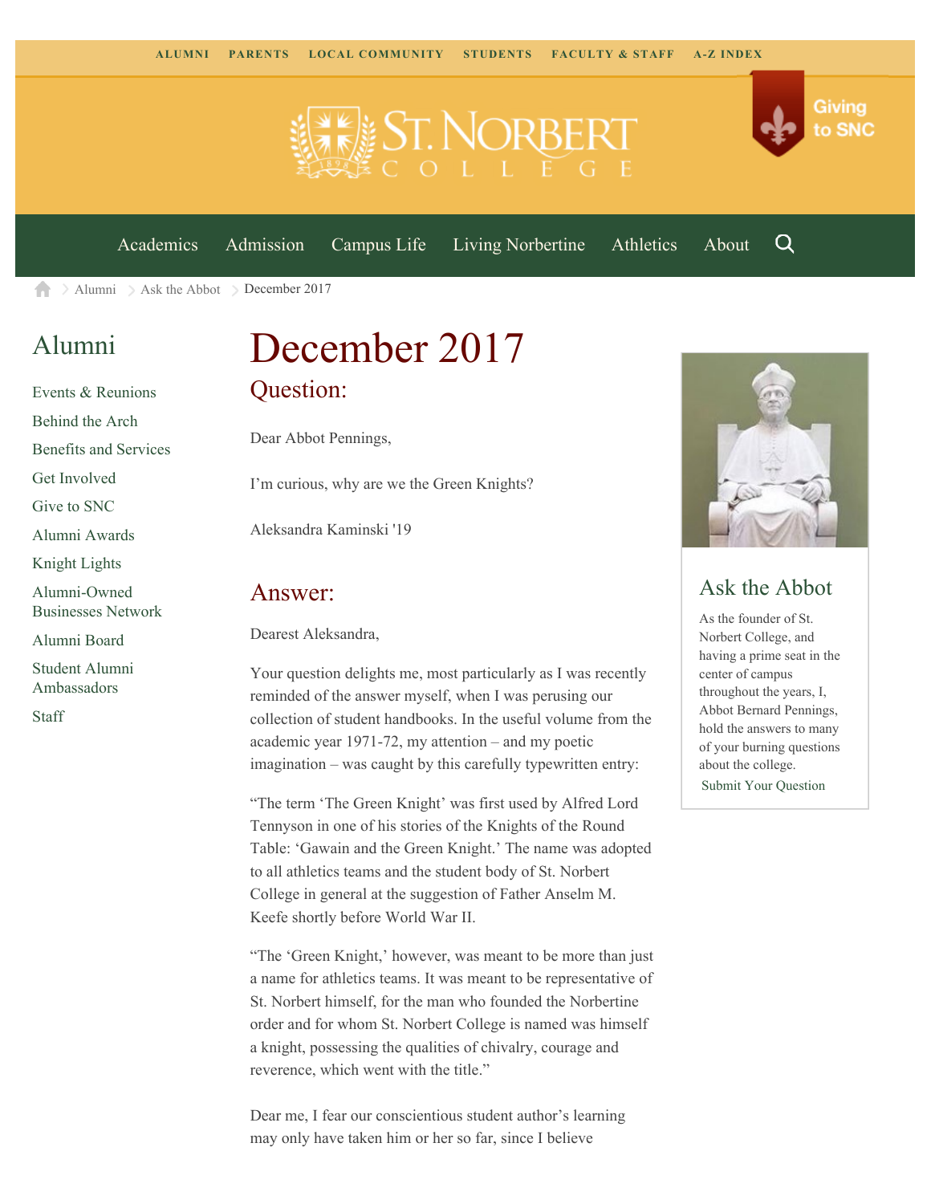ALUMNI PARENTS LOCAL COMMUNITY STUDENTS FACULTY & STAFF A-Z INDEX

Giving to SNC

Academics Admission Campus Life Living Norbertine Athletics About

Alumni > Ask the Abbot > December 2017

## Alumni

- Events & Reunions
- Behind the Arch
- Benefits and Services
- Get Involved
- Give to SNC
- Alumni Awards
- Knight Lights
- Alumni-Owned Businesses Network
- Alumni Board
- Student Alumni Ambassadors
- Staff

# December 2017

## Question:

Dear Abbot Pennings,

I'm curious, why are we the Green Knights?

Aleksandra Kaminski '19

## Answer:

Dearest Aleksandra,

Your question delights me, most particularly as I was recently reminded of the answer myself, when I was perusing our collection of student handbooks. In the useful volume from the academic year 1971-72, my attention – and my poetic imagination – was caught by this carefully typewritten entry:

"The term 'The Green Knight' was first used by Alfred Lord Tennyson in one of his stories of the Knights of the Round Table: 'Gawain and the Green Knight.' The name was adopted to all athletics teams and the student body of St. Norbert College in general at the suggestion of Father Anselm M. Keefe shortly before World War II.

"The 'Green Knight,' however, was meant to be more than just a name for athletics teams. It was meant to be representative of St. Norbert himself, for the man who founded the Norbertine order and for whom St. Norbert College is named was himself a knight, possessing the qualities of chivalry, courage and reverence, which went with the title."

Dear me, I fear our conscientious student author's learning may only have taken him or her so far, since I believe

## Ask the Abbot

As the founder of St. Norbert College, and having a prime seat in the center of campus throughout the years, I, Abbot Bernard Pennings, hold the answers to many of your burning questions about the college.

Submit Your Question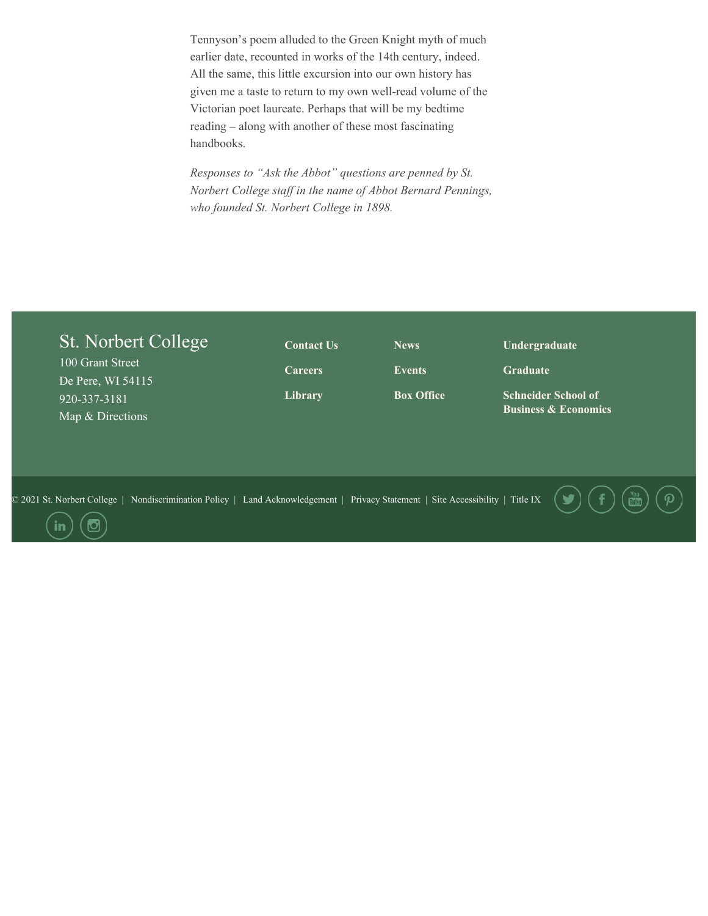Tennyson's poem alluded to the Green Knight myth of much earlier date, recounted in works of the 14th century, indeed. All the same, this little excursion into our own history has given me a taste to return to my own well-read volume of the Victorian poet laureate. Perhaps that will be my bedtime reading – along with another of these most fascinating handbooks.

*Responses to "Ask the Abbot" questions are penned by St. Norbert College staff in the name of Abbot Bernard Pennings, who founded St. Norbert College in 1898.*

St. Norbert College
100 Grant Street
De Pere, WI 54115
920-337-3181
Map & Directions

**Contact Us**
**Careers**
**Library**
**News**
**Events**
**Box Office**
**Undergraduate**
**Graduate**
**Schneider School of Business & Economics**

© 2021 St. Norbert College | Nondiscrimination Policy | Land Acknowledgement | Privacy Statement | Site Accessibility | Title IX